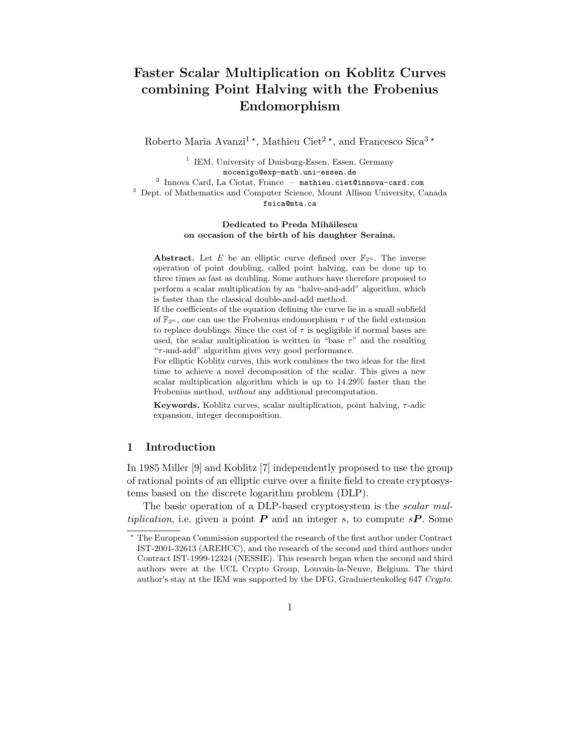# Faster Scalar Multiplication on Koblitz Curves combining Point Halving with the Frobenius Endomorphism

Roberto Maria Avanzi[1 ⋆], Mathieu Ciet[2 ⋆], and Francesco Sica[3 ⋆]

[1] IEM, University of Duisburg-Essen, Essen, Germany
mocenigo@exp-math.uni-essen.de

[2] Innova Card, La Ciotat, France – mathieu.ciet@innova-card.com

[3] Dept. of Mathematics and Computer Science, Mount Allison University, Canada
fsica@mta.ca

**Dedicated to Preda Mihăilescu
on occasion of the birth of his daughter Seraina.**

**Abstract.** Let $E$ be an elliptic curve defined over $\mathbb{F}_{2^n}$. The inverse operation of point doubling, called point halving, can be done up to three times as fast as doubling. Some authors have therefore proposed to perform a scalar multiplication by an "halve-and-add" algorithm, which is faster than the classical double-and-add method.

If the coefficients of the equation defining the curve lie in a small subfield of $\mathbb{F}_{2^n}$, one can use the Frobenius endomorphism $\tau$ of the field extension to replace doublings. Since the cost of $\tau$ is negligible if normal bases are used, the scalar multiplication is written in "base $\tau$" and the resulting "$\tau$-and-add" algorithm gives very good performance.

For elliptic Koblitz curves, this work combines the two ideas for the first time to achieve a novel decomposition of the scalar. This gives a new scalar multiplication algorithm which is up to 14.29% faster than the Frobenius method, *without* any additional precomputation.

**Keywords.** Koblitz curves, scalar multiplication, point halving, $\tau$-adic expansion, integer decomposition.

## 1 Introduction

In 1985 Miller [9] and Koblitz [7] independently proposed to use the group of rational points of an elliptic curve over a finite field to create cryptosystems based on the discrete logarithm problem (DLP).

The basic operation of a DLP-based cryptosystem is the *scalar multiplication*, i.e. given a point $\boldsymbol{P}$ and an integer $s$, to compute $s\boldsymbol{P}$. Some

⋆ The European Commission supported the research of the first author under Contract IST-2001-32613 (AREHCC), and the research of the second and third authors under Contract IST-1999-12324 (NESSIE). This research began when the second and third authors were at the UCL Crypto Group, Louvain-la-Neuve, Belgium. The third author's stay at the IEM was supported by the DFG, Graduiertenkolleg 647 *Crypto*.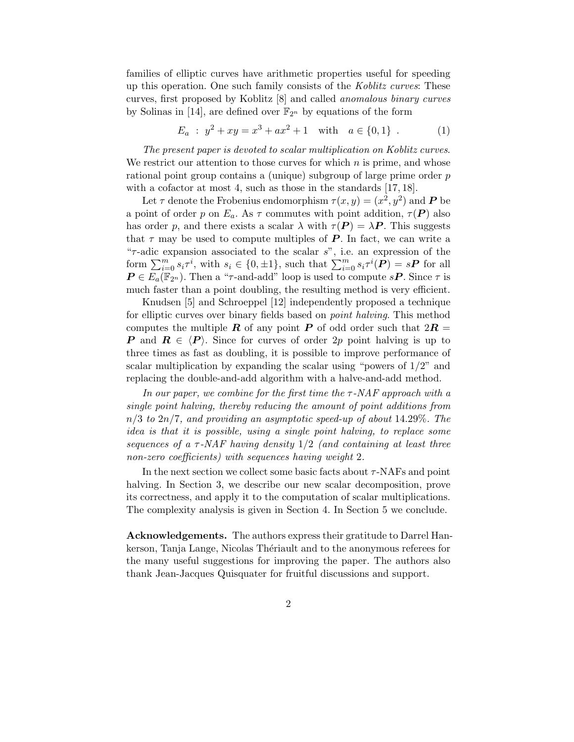families of elliptic curves have arithmetic properties useful for speeding up this operation. One such family consists of the *Koblitz curves*: These curves, first proposed by Koblitz [8] and called *anomalous binary curves* by Solinas in [14], are defined over $\mathbb{F}_{2^n}$ by equations of the form

$$E_a \ : \ y^2 + xy = x^3 + ax^2 + 1 \quad \text{with} \quad a \in \{0,1\} \ . \tag{1}$$

*The present paper is devoted to scalar multiplication on Koblitz curves.* We restrict our attention to those curves for which $n$ is prime, and whose rational point group contains a (unique) subgroup of large prime order $p$ with a cofactor at most 4, such as those in the standards [17, 18].

Let $\tau$ denote the Frobenius endomorphism $\tau(x,y) = (x^2, y^2)$ and $\boldsymbol{P}$ be a point of order $p$ on $E_a$. As $\tau$ commutes with point addition, $\tau(\boldsymbol{P})$ also has order $p$, and there exists a scalar $\lambda$ with $\tau(\boldsymbol{P}) = \lambda \boldsymbol{P}$. This suggests that $\tau$ may be used to compute multiples of $\boldsymbol{P}$. In fact, we can write a "$\tau$-adic expansion associated to the scalar $s$", i.e. an expression of the form $\sum_{i=0}^{m} s_i \tau^i$, with $s_i \in \{0, \pm 1\}$, such that $\sum_{i=0}^{m} s_i \tau^i(\boldsymbol{P}) = s\boldsymbol{P}$ for all $\boldsymbol{P} \in E_a(\mathbb{F}_{2^n})$. Then a "$\tau$-and-add" loop is used to compute $s\boldsymbol{P}$. Since $\tau$ is much faster than a point doubling, the resulting method is very efficient.

Knudsen [5] and Schroeppel [12] independently proposed a technique for elliptic curves over binary fields based on *point halving*. This method computes the multiple $\boldsymbol{R}$ of any point $\boldsymbol{P}$ of odd order such that $2\boldsymbol{R} = \boldsymbol{P}$ and $\boldsymbol{R} \in \langle \boldsymbol{P} \rangle$. Since for curves of order $2p$ point halving is up to three times as fast as doubling, it is possible to improve performance of scalar multiplication by expanding the scalar using "powers of $1/2$" and replacing the double-and-add algorithm with a halve-and-add method.

*In our paper, we combine for the first time the $\tau$-NAF approach with a single point halving, thereby reducing the amount of point additions from $n/3$ to $2n/7$, and providing an asymptotic speed-up of about 14.29%. The idea is that it is possible, using a single point halving, to replace some sequences of a $\tau$-NAF having density $1/2$ (and containing at least three non-zero coefficients) with sequences having weight 2.*

In the next section we collect some basic facts about $\tau$-NAFs and point halving. In Section 3, we describe our new scalar decomposition, prove its correctness, and apply it to the computation of scalar multiplications. The complexity analysis is given in Section 4. In Section 5 we conclude.

**Acknowledgements.** The authors express their gratitude to Darrel Hankerson, Tanja Lange, Nicolas Thériault and to the anonymous referees for the many useful suggestions for improving the paper. The authors also thank Jean-Jacques Quisquater for fruitful discussions and support.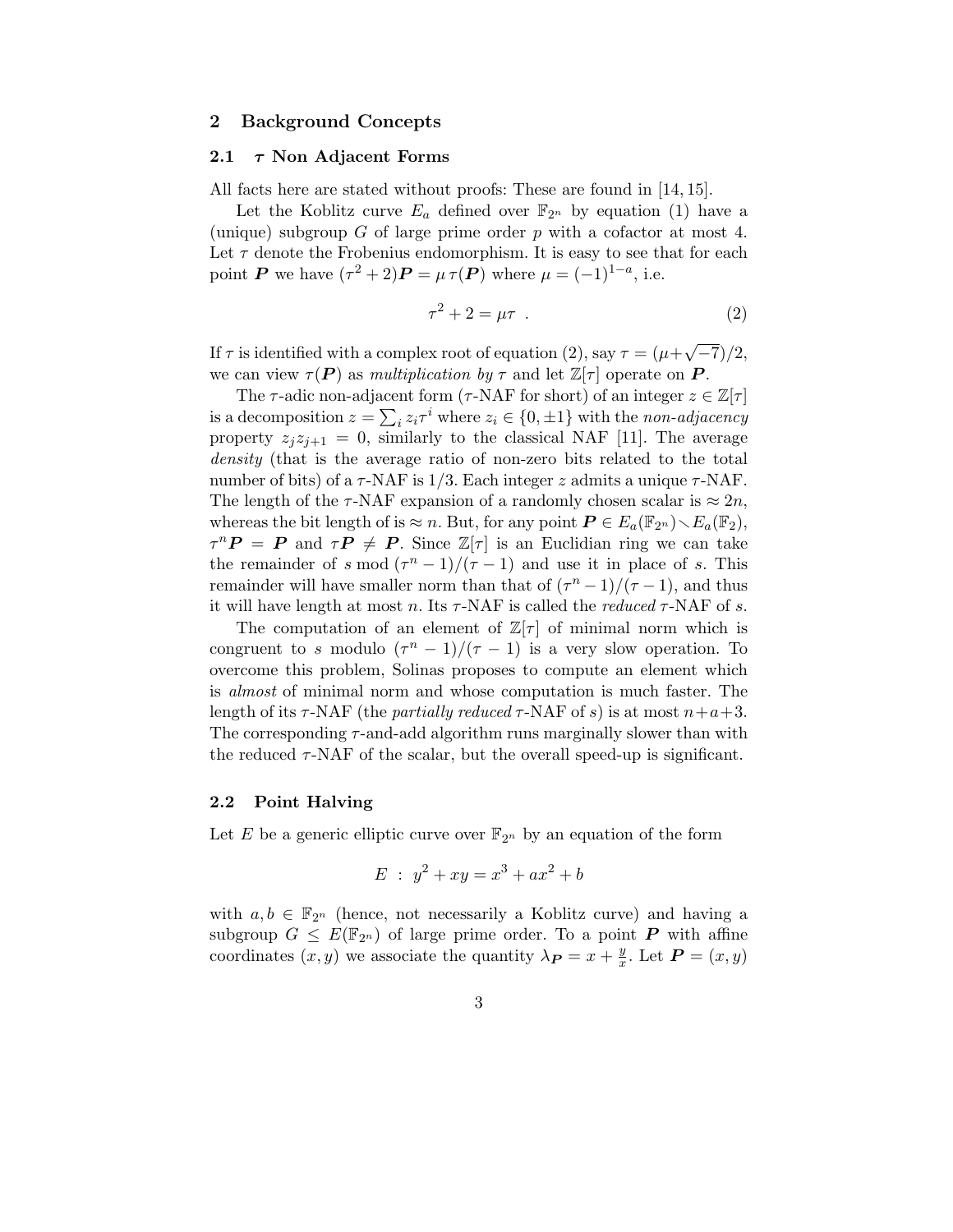## 2 Background Concepts

### 2.1 $\tau$ Non Adjacent Forms

All facts here are stated without proofs: These are found in [14, 15].

Let the Koblitz curve $E_a$ defined over $\mathbb{F}_{2^n}$ by equation (1) have a (unique) subgroup $G$ of large prime order $p$ with a cofactor at most 4. Let $\tau$ denote the Frobenius endomorphism. It is easy to see that for each point $\boldsymbol{P}$ we have $(\tau^2 + 2)\boldsymbol{P} = \mu\, \tau(\boldsymbol{P})$ where $\mu = (-1)^{1-a}$, i.e.

$$\tau^2 + 2 = \mu\tau \ . \tag{2}$$

If $\tau$ is identified with a complex root of equation (2), say $\tau = (\mu + \sqrt{-7})/2$, we can view $\tau(\boldsymbol{P})$ as *multiplication by* $\tau$ and let $\mathbb{Z}[\tau]$ operate on $\boldsymbol{P}$.

The $\tau$-adic non-adjacent form ($\tau$-NAF for short) of an integer $z \in \mathbb{Z}[\tau]$ is a decomposition $z = \sum_i z_i \tau^i$ where $z_i \in \{0, \pm 1\}$ with the *non-adjacency* property $z_j z_{j+1} = 0$, similarly to the classical NAF [11]. The average *density* (that is the average ratio of non-zero bits related to the total number of bits) of a $\tau$-NAF is $1/3$. Each integer $z$ admits a unique $\tau$-NAF. The length of the $\tau$-NAF expansion of a randomly chosen scalar is $\approx 2n$, whereas the bit length of is $\approx n$. But, for any point $\boldsymbol{P} \in E_a(\mathbb{F}_{2^n}) \setminus E_a(\mathbb{F}_2)$, $\tau^n \boldsymbol{P} = \boldsymbol{P}$ and $\tau \boldsymbol{P} \neq \boldsymbol{P}$. Since $\mathbb{Z}[\tau]$ is an Euclidian ring we can take the remainder of $s \bmod (\tau^n - 1)/(\tau - 1)$ and use it in place of $s$. This remainder will have smaller norm than that of $(\tau^n - 1)/(\tau - 1)$, and thus it will have length at most $n$. Its $\tau$-NAF is called the *reduced* $\tau$-NAF of $s$.

The computation of an element of $\mathbb{Z}[\tau]$ of minimal norm which is congruent to $s$ modulo $(\tau^n - 1)/(\tau - 1)$ is a very slow operation. To overcome this problem, Solinas proposes to compute an element which is *almost* of minimal norm and whose computation is much faster. The length of its $\tau$-NAF (the *partially reduced* $\tau$-NAF of $s$) is at most $n + a + 3$. The corresponding $\tau$-and-add algorithm runs marginally slower than with the reduced $\tau$-NAF of the scalar, but the overall speed-up is significant.

### 2.2 Point Halving

Let $E$ be a generic elliptic curve over $\mathbb{F}_{2^n}$ by an equation of the form

$$E \ : \ y^2 + xy = x^3 + ax^2 + b$$

with $a, b \in \mathbb{F}_{2^n}$ (hence, not necessarily a Koblitz curve) and having a subgroup $G \leq E(\mathbb{F}_{2^n})$ of large prime order. To a point $\boldsymbol{P}$ with affine coordinates $(x, y)$ we associate the quantity $\lambda_{\boldsymbol{P}} = x + \frac{y}{x}$. Let $\boldsymbol{P} = (x, y)$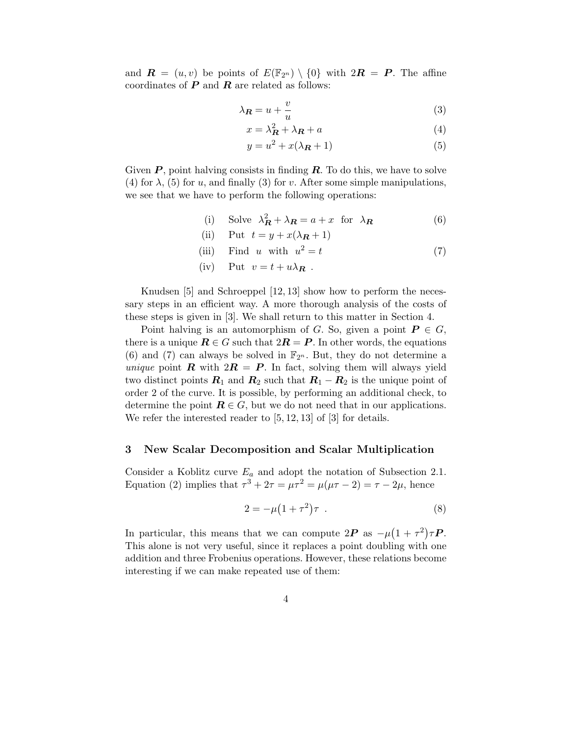and $\boldsymbol{R} = (u, v)$ be points of $E(\mathbb{F}_{2^n}) \setminus \{0\}$ with $2\boldsymbol{R} = \boldsymbol{P}$. The affine coordinates of $\boldsymbol{P}$ and $\boldsymbol{R}$ are related as follows:

$$\lambda_{\boldsymbol{R}} = u + \frac{v}{u} \tag{3}$$

$$x = \lambda_{\boldsymbol{R}}^2 + \lambda_{\boldsymbol{R}} + a \tag{4}$$

$$y = u^2 + x(\lambda_{\boldsymbol{R}} + 1) \tag{5}$$

Given $\boldsymbol{P}$, point halving consists in finding $\boldsymbol{R}$. To do this, we have to solve (4) for $\lambda$, (5) for $u$, and finally (3) for $v$. After some simple manipulations, we see that we have to perform the following operations:

$$\text{(i)} \quad \text{Solve} \quad \lambda_{\boldsymbol{R}}^2 + \lambda_{\boldsymbol{R}} = a + x \quad \text{for} \quad \lambda_{\boldsymbol{R}} \tag{6}$$

$$\text{(ii)} \quad \text{Put} \quad t = y + x(\lambda_{\boldsymbol{R}} + 1)$$

$$\text{(iii)} \quad \text{Find} \quad u \quad \text{with} \quad u^2 = t \tag{7}$$

$$\text{(iv)} \quad \text{Put} \quad v = t + u\lambda_{\boldsymbol{R}} \ .$$

Knudsen [5] and Schroeppel [12, 13] show how to perform the necessary steps in an efficient way. A more thorough analysis of the costs of these steps is given in [3]. We shall return to this matter in Section 4.

Point halving is an automorphism of $G$. So, given a point $\boldsymbol{P} \in G$, there is a unique $\boldsymbol{R} \in G$ such that $2\boldsymbol{R} = \boldsymbol{P}$. In other words, the equations (6) and (7) can always be solved in $\mathbb{F}_{2^n}$. But, they do not determine a *unique* point $\boldsymbol{R}$ with $2\boldsymbol{R} = \boldsymbol{P}$. In fact, solving them will always yield two distinct points $\boldsymbol{R}_1$ and $\boldsymbol{R}_2$ such that $\boldsymbol{R}_1 - \boldsymbol{R}_2$ is the unique point of order 2 of the curve. It is possible, by performing an additional check, to determine the point $\boldsymbol{R} \in G$, but we do not need that in our applications. We refer the interested reader to [5, 12, 13] of [3] for details.

## 3 New Scalar Decomposition and Scalar Multiplication

Consider a Koblitz curve $E_a$ and adopt the notation of Subsection 2.1. Equation (2) implies that $\tau^3 + 2\tau = \mu\tau^2 = \mu(\mu\tau - 2) = \tau - 2\mu$, hence

$$2 = -\mu\big(1 + \tau^2\big)\tau \ . \tag{8}$$

In particular, this means that we can compute $2\boldsymbol{P}$ as $-\mu\big(1 + \tau^2\big)\tau\boldsymbol{P}$. This alone is not very useful, since it replaces a point doubling with one addition and three Frobenius operations. However, these relations become interesting if we can make repeated use of them: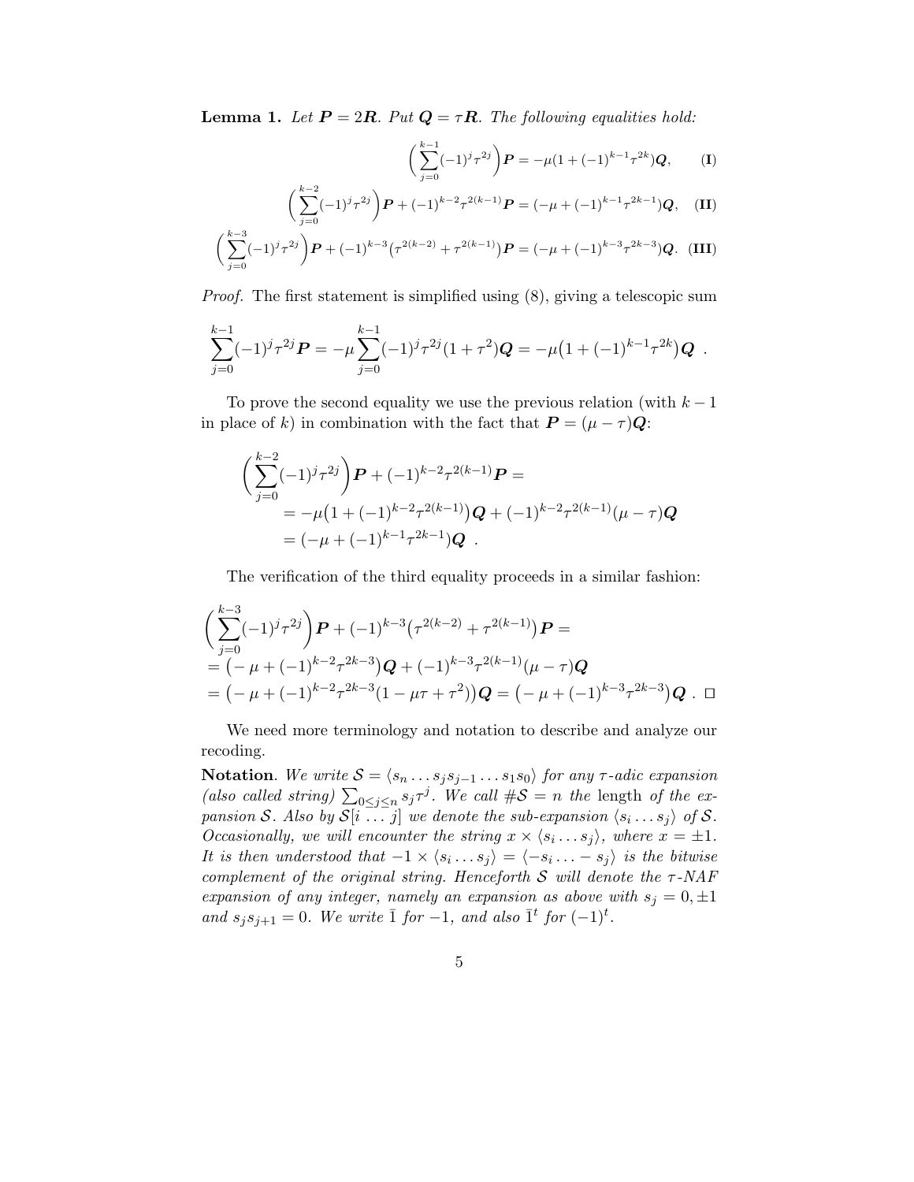**Lemma 1.** *Let $\boldsymbol{P} = 2\boldsymbol{R}$. Put $\boldsymbol{Q} = \tau\boldsymbol{R}$. The following equalities hold:*

$$\Big(\sum_{j=0}^{k-1}(-1)^j\tau^{2j}\Big)\boldsymbol{P} = -\mu(1+(-1)^{k-1}\tau^{2k})\boldsymbol{Q}, \qquad \textbf{(I)}$$

$$\Big(\sum_{j=0}^{k-2}(-1)^j\tau^{2j}\Big)\boldsymbol{P} + (-1)^{k-2}\tau^{2(k-1)}\boldsymbol{P} = (-\mu+(-1)^{k-1}\tau^{2k-1})\boldsymbol{Q}, \quad \textbf{(II)}$$

$$\Big(\sum_{j=0}^{k-3}(-1)^j\tau^{2j}\Big)\boldsymbol{P} + (-1)^{k-3}\big(\tau^{2(k-2)}+\tau^{2(k-1)}\big)\boldsymbol{P} = (-\mu+(-1)^{k-3}\tau^{2k-3})\boldsymbol{Q}. \quad \textbf{(III)}$$

*Proof.* The first statement is simplified using (8), giving a telescopic sum

$$\sum_{j=0}^{k-1}(-1)^j\tau^{2j}\boldsymbol{P} = -\mu\sum_{j=0}^{k-1}(-1)^j\tau^{2j}(1+\tau^2)\boldsymbol{Q} = -\mu\big(1+(-1)^{k-1}\tau^{2k}\big)\boldsymbol{Q}\ .$$

To prove the second equality we use the previous relation (with $k-1$ in place of $k$) in combination with the fact that $\boldsymbol{P} = (\mu-\tau)\boldsymbol{Q}$:

$$\begin{aligned}
&\Big(\sum_{j=0}^{k-2}(-1)^j\tau^{2j}\Big)\boldsymbol{P} + (-1)^{k-2}\tau^{2(k-1)}\boldsymbol{P} = \\
&\qquad = -\mu\big(1+(-1)^{k-2}\tau^{2(k-1)}\big)\boldsymbol{Q} + (-1)^{k-2}\tau^{2(k-1)}(\mu-\tau)\boldsymbol{Q} \\
&\qquad = (-\mu+(-1)^{k-1}\tau^{2k-1})\boldsymbol{Q}\ .
\end{aligned}$$

The verification of the third equality proceeds in a similar fashion:

$$\begin{aligned}
&\Big(\sum_{j=0}^{k-3}(-1)^j\tau^{2j}\Big)\boldsymbol{P} + (-1)^{k-3}\big(\tau^{2(k-2)}+\tau^{2(k-1)}\big)\boldsymbol{P} = \\
&= \big(-\mu+(-1)^{k-2}\tau^{2k-3}\big)\boldsymbol{Q} + (-1)^{k-3}\tau^{2(k-1)}(\mu-\tau)\boldsymbol{Q} \\
&= \big(-\mu+(-1)^{k-2}\tau^{2k-3}(1-\mu\tau+\tau^2)\big)\boldsymbol{Q} = \big(-\mu+(-1)^{k-3}\tau^{2k-3}\big)\boldsymbol{Q}\ . \ \square
\end{aligned}$$

We need more terminology and notation to describe and analyze our recoding.

**Notation**. *We write $\mathcal{S} = \langle s_n \ldots s_j s_{j-1} \ldots s_1 s_0\rangle$ for any $\tau$-adic expansion (also called string) $\sum_{0\le j\le n} s_j\tau^j$. We call $\#\mathcal{S} = n$ the* length *of the expansion $\mathcal{S}$. Also by $\mathcal{S}[i\ \ldots\ j]$ we denote the sub-expansion $\langle s_i \ldots s_j\rangle$ of $\mathcal{S}$. Occasionally, we will encounter the string $x \times \langle s_i \ldots s_j\rangle$, where $x = \pm 1$. It is then understood that $-1 \times \langle s_i \ldots s_j\rangle = \langle -s_i \ldots -s_j\rangle$ is the bitwise complement of the original string. Henceforth $\mathcal{S}$ will denote the $\tau$-NAF expansion of any integer, namely an expansion as above with $s_j = 0, \pm 1$ and $s_j s_{j+1} = 0$. We write $\bar{1}$ for $-1$, and also $\bar{1}^t$ for $(-1)^t$.*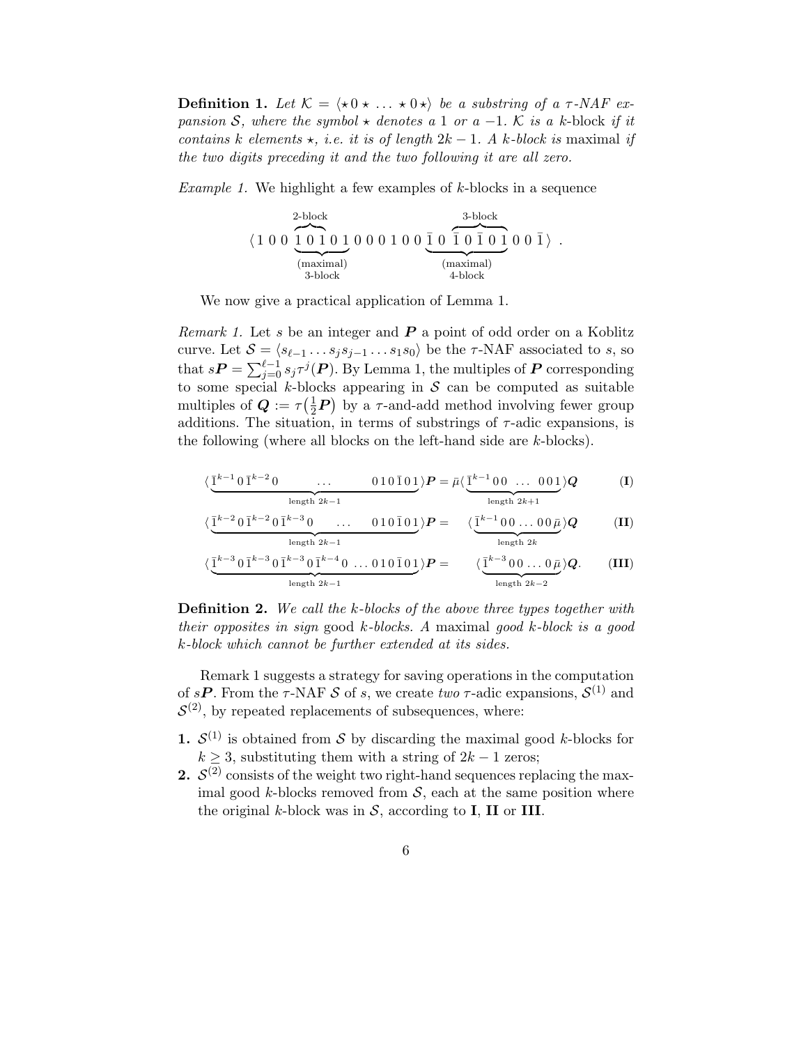**Definition 1.** *Let $\mathcal{K} = \langle \star\, 0 \, \star \, \ldots \, \star \, 0 \, \star \rangle$ be a substring of a $\tau$-NAF expansion $\mathcal{S}$, where the symbol $\star$ denotes a 1 or a $-1$. $\mathcal{K}$ is a $k$-*block *if it contains $k$ elements $\star$, i.e. it is of length $2k-1$. A $k$-block is* maximal *if the two digits preceding it and the two following it are all zero.*

*Example 1.* We highlight a few examples of $k$-blocks in a sequence

$$\langle 1\,0\,0\, \underbrace{\overbrace{1\,0\,\bar{1}}^{\text{2-block}}\,0\,1}_{\substack{\text{(maximal)}\\ \text{3-block}}}\,0\,0\,0\,1\,0\,0\, \underbrace{\bar{1}\,0\,\overbrace{\bar{1}\,0\,\bar{1}\,0\,1}^{\text{3-block}}}_{\substack{\text{(maximal)}\\ \text{4-block}}}\,0\,0\,\bar{1}\rangle \ .$$

We now give a practical application of Lemma 1.

*Remark 1.* Let $s$ be an integer and $\boldsymbol{P}$ a point of odd order on a Koblitz curve. Let $\mathcal{S} = \langle s_{\ell-1} \ldots s_j s_{j-1} \ldots s_1 s_0 \rangle$ be the $\tau$-NAF associated to $s$, so that $s\boldsymbol{P} = \sum_{j=0}^{\ell-1} s_j \tau^j(\boldsymbol{P})$. By Lemma 1, the multiples of $\boldsymbol{P}$ corresponding to some special $k$-blocks appearing in $\mathcal{S}$ can be computed as suitable multiples of $\boldsymbol{Q} := \tau\big(\frac{1}{2}\boldsymbol{P}\big)$ by a $\tau$-and-add method involving fewer group additions. The situation, in terms of substrings of $\tau$-adic expansions, is the following (where all blocks on the left-hand side are $k$-blocks).

$$\langle \underbrace{\bar{1}^{k-1}\,0\,\bar{1}^{k-2}\,0 \qquad \ldots \qquad 0\,1\,0\,\bar{1}\,0\,1}_{\text{length } 2k-1} \rangle \boldsymbol{P} = \bar{\mu}\langle \underbrace{\bar{1}^{k-1}\,0\,0 \ \ldots \ 0\,0\,1}_{\text{length } 2k+1} \rangle \boldsymbol{Q} \qquad \textbf{(I)}$$

$$\langle \underbrace{\bar{1}^{k-2}\,0\,\bar{1}^{k-2}\,0\,\bar{1}^{k-3}\,0 \qquad \ldots \qquad 0\,1\,0\,\bar{1}\,0\,1}_{\text{length } 2k-1} \rangle \boldsymbol{P} = \langle \underbrace{\bar{1}^{k-1}\,0\,0 \ldots 0\,0\,\bar{\mu}}_{\text{length } 2k} \rangle \boldsymbol{Q} \qquad \textbf{(II)}$$

$$\langle \underbrace{\bar{1}^{k-3}\,0\,\bar{1}^{k-3}\,0\,\bar{1}^{k-3}\,0\,\bar{1}^{k-4}\,0\, \ldots 0\,1\,0\,\bar{1}\,0\,1}_{\text{length } 2k-1} \rangle \boldsymbol{P} = \langle \underbrace{\bar{1}^{k-3}\,0\,0 \ldots 0\,\bar{\mu}}_{\text{length } 2k-2} \rangle \boldsymbol{Q}. \qquad \textbf{(III)}$$

**Definition 2.** *We call the $k$-blocks of the above three types together with their opposites in sign* good *$k$-blocks. A* maximal *good $k$-block is a good $k$-block which cannot be further extended at its sides.*

Remark 1 suggests a strategy for saving operations in the computation of $s\boldsymbol{P}$. From the $\tau$-NAF $\mathcal{S}$ of $s$, we create *two* $\tau$-adic expansions, $\mathcal{S}^{(1)}$ and $\mathcal{S}^{(2)}$, by repeated replacements of subsequences, where:

1. $\mathcal{S}^{(1)}$ is obtained from $\mathcal{S}$ by discarding the maximal good $k$-blocks for $k \geq 3$, substituting them with a string of $2k-1$ zeros;
2. $\mathcal{S}^{(2)}$ consists of the weight two right-hand sequences replacing the maximal good $k$-blocks removed from $\mathcal{S}$, each at the same position where the original $k$-block was in $\mathcal{S}$, according to **I**, **II** or **III**.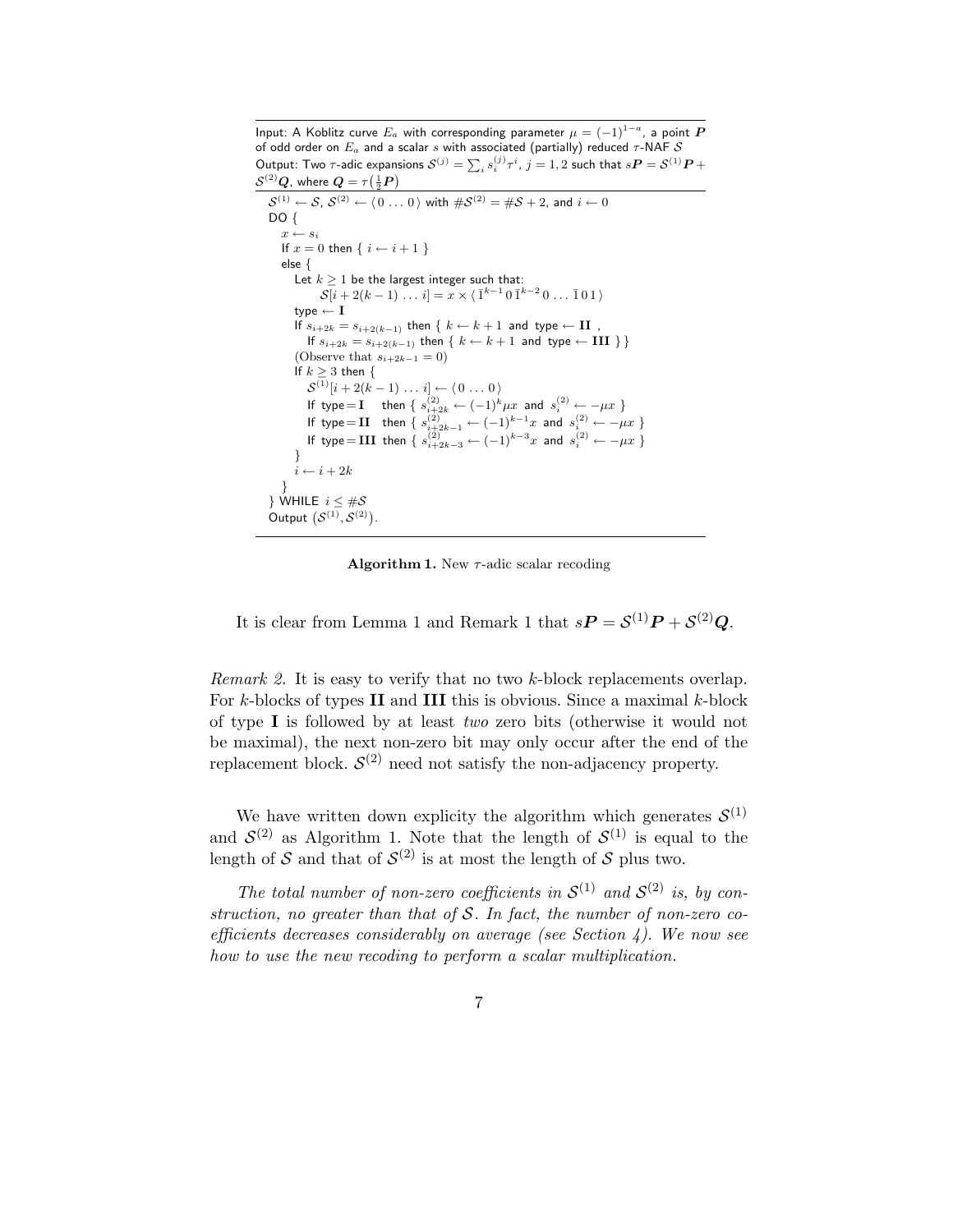Input: A Koblitz curve $E_a$ with corresponding parameter $\mu = (-1)^{1-a}$, a point $\boldsymbol{P}$ of odd order on $E_a$ and a scalar $s$ with associated (partially) reduced $\tau$-NAF $\mathcal{S}$
Output: Two $\tau$-adic expansions $\mathcal{S}^{(j)} = \sum_i s_i^{(j)} \tau^i$, $j = 1, 2$ such that $s\boldsymbol{P} = \mathcal{S}^{(1)}\boldsymbol{P} + \mathcal{S}^{(2)}\boldsymbol{Q}$, where $\boldsymbol{Q} = \tau\left(\frac{1}{2}\boldsymbol{P}\right)$

```
S^(1) ← S, S^(2) ← ⟨0 ... 0⟩ with #S^(2) = #S + 2, and i ← 0
DO {
  x ← s_i
  If x = 0 then { i ← i + 1 }
  else {
    Let k ≥ 1 be the largest integer such that:
        S[i + 2(k − 1) ... i] = x × ⟨ 1̄^(k−1) 0 1̄^(k−2) 0 ... 1̄ 0 1 ⟩
    type ← I
    If s_(i+2k) = s_(i+2(k−1)) then { k ← k + 1 and type ← II ,
      If s_(i+2k) = s_(i+2(k−1)) then { k ← k + 1 and type ← III } }
    (Observe that s_(i+2k−1) = 0)
    If k ≥ 3 then {
      S^(1)[i + 2(k − 1) ... i] ← ⟨0 ... 0⟩
      If type = I   then { s^(2)_(i+2k) ← (−1)^k μx and s^(2)_i ← −μx }
      If type = II  then { s^(2)_(i+2k−1) ← (−1)^(k−1) x and s^(2)_i ← −μx }
      If type = III then { s^(2)_(i+2k−3) ← (−1)^(k−3) x and s^(2)_i ← −μx }
    }
    i ← i + 2k
  }
} WHILE i ≤ #S
Output (S^(1), S^(2)).
```

**Algorithm 1.** New $\tau$-adic scalar recoding

It is clear from Lemma 1 and Remark 1 that $s\boldsymbol{P} = \mathcal{S}^{(1)}\boldsymbol{P} + \mathcal{S}^{(2)}\boldsymbol{Q}$.

*Remark 2.* It is easy to verify that no two $k$-block replacements overlap. For $k$-blocks of types **II** and **III** this is obvious. Since a maximal $k$-block of type **I** is followed by at least *two* zero bits (otherwise it would not be maximal), the next non-zero bit may only occur after the end of the replacement block. $\mathcal{S}^{(2)}$ need not satisfy the non-adjacency property.

We have written down explicity the algorithm which generates $\mathcal{S}^{(1)}$ and $\mathcal{S}^{(2)}$ as Algorithm 1. Note that the length of $\mathcal{S}^{(1)}$ is equal to the length of $\mathcal{S}$ and that of $\mathcal{S}^{(2)}$ is at most the length of $\mathcal{S}$ plus two.

*The total number of non-zero coefficients in $\mathcal{S}^{(1)}$ and $\mathcal{S}^{(2)}$ is, by construction, no greater than that of $\mathcal{S}$. In fact, the number of non-zero coefficients decreases considerably on average (see Section 4). We now see how to use the new recoding to perform a scalar multiplication.*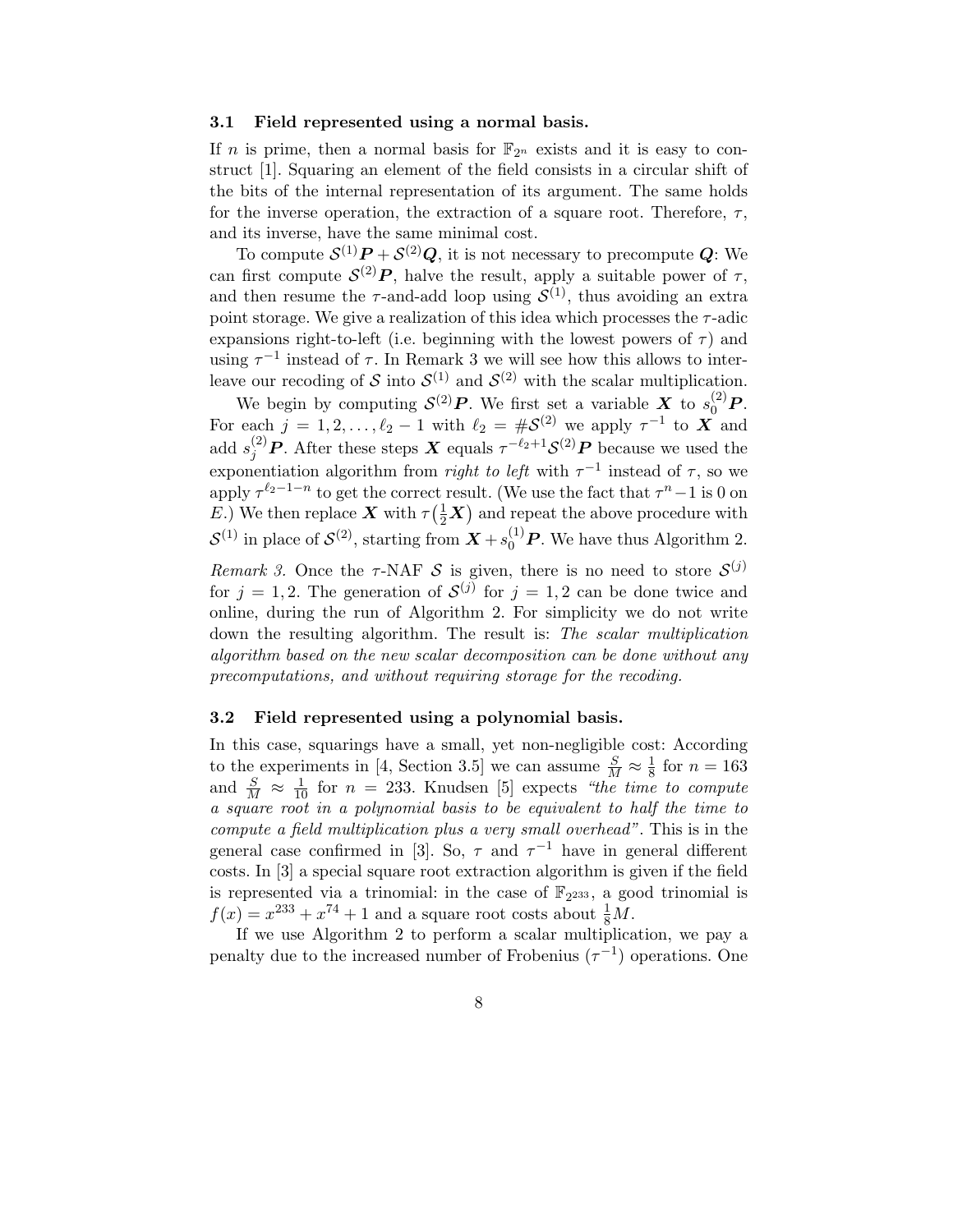### 3.1 Field represented using a normal basis.

If $n$ is prime, then a normal basis for $\mathbb{F}_{2^n}$ exists and it is easy to construct [1]. Squaring an element of the field consists in a circular shift of the bits of the internal representation of its argument. The same holds for the inverse operation, the extraction of a square root. Therefore, $\tau$, and its inverse, have the same minimal cost.

To compute $\mathcal{S}^{(1)}\boldsymbol{P} + \mathcal{S}^{(2)}\boldsymbol{Q}$, it is not necessary to precompute $\boldsymbol{Q}$: We can first compute $\mathcal{S}^{(2)}\boldsymbol{P}$, halve the result, apply a suitable power of $\tau$, and then resume the $\tau$-and-add loop using $\mathcal{S}^{(1)}$, thus avoiding an extra point storage. We give a realization of this idea which processes the $\tau$-adic expansions right-to-left (i.e. beginning with the lowest powers of $\tau$) and using $\tau^{-1}$ instead of $\tau$. In Remark 3 we will see how this allows to interleave our recoding of $\mathcal{S}$ into $\mathcal{S}^{(1)}$ and $\mathcal{S}^{(2)}$ with the scalar multiplication.

We begin by computing $\mathcal{S}^{(2)}\boldsymbol{P}$. We first set a variable $\boldsymbol{X}$ to $s_0^{(2)}\boldsymbol{P}$. For each $j = 1, 2, \ldots, \ell_2 - 1$ with $\ell_2 = \#\mathcal{S}^{(2)}$ we apply $\tau^{-1}$ to $\boldsymbol{X}$ and add $s_j^{(2)}\boldsymbol{P}$. After these steps $\boldsymbol{X}$ equals $\tau^{-\ell_2+1}\mathcal{S}^{(2)}\boldsymbol{P}$ because we used the exponentiation algorithm from *right to left* with $\tau^{-1}$ instead of $\tau$, so we apply $\tau^{\ell_2-1-n}$ to get the correct result. (We use the fact that $\tau^n - 1$ is 0 on $E$.) We then replace $\boldsymbol{X}$ with $\tau\left(\frac{1}{2}\boldsymbol{X}\right)$ and repeat the above procedure with $\mathcal{S}^{(1)}$ in place of $\mathcal{S}^{(2)}$, starting from $\boldsymbol{X} + s_0^{(1)}\boldsymbol{P}$. We have thus Algorithm 2.

*Remark 3.* Once the $\tau$-NAF $\mathcal{S}$ is given, there is no need to store $\mathcal{S}^{(j)}$ for $j = 1, 2$. The generation of $\mathcal{S}^{(j)}$ for $j = 1, 2$ can be done twice and online, during the run of Algorithm 2. For simplicity we do not write down the resulting algorithm. The result is: *The scalar multiplication algorithm based on the new scalar decomposition can be done without any precomputations, and without requiring storage for the recoding.*

### 3.2 Field represented using a polynomial basis.

In this case, squarings have a small, yet non-negligible cost: According to the experiments in [4, Section 3.5] we can assume $\frac{S}{M} \approx \frac{1}{8}$ for $n = 163$ and $\frac{S}{M} \approx \frac{1}{10}$ for $n = 233$. Knudsen [5] expects *"the time to compute a square root in a polynomial basis to be equivalent to half the time to compute a field multiplication plus a very small overhead"*. This is in the general case confirmed in [3]. So, $\tau$ and $\tau^{-1}$ have in general different costs. In [3] a special square root extraction algorithm is given if the field is represented via a trinomial: in the case of $\mathbb{F}_{2^{233}}$, a good trinomial is $f(x) = x^{233} + x^{74} + 1$ and a square root costs about $\frac{1}{8}M$.

If we use Algorithm 2 to perform a scalar multiplication, we pay a penalty due to the increased number of Frobenius ($\tau^{-1}$) operations. One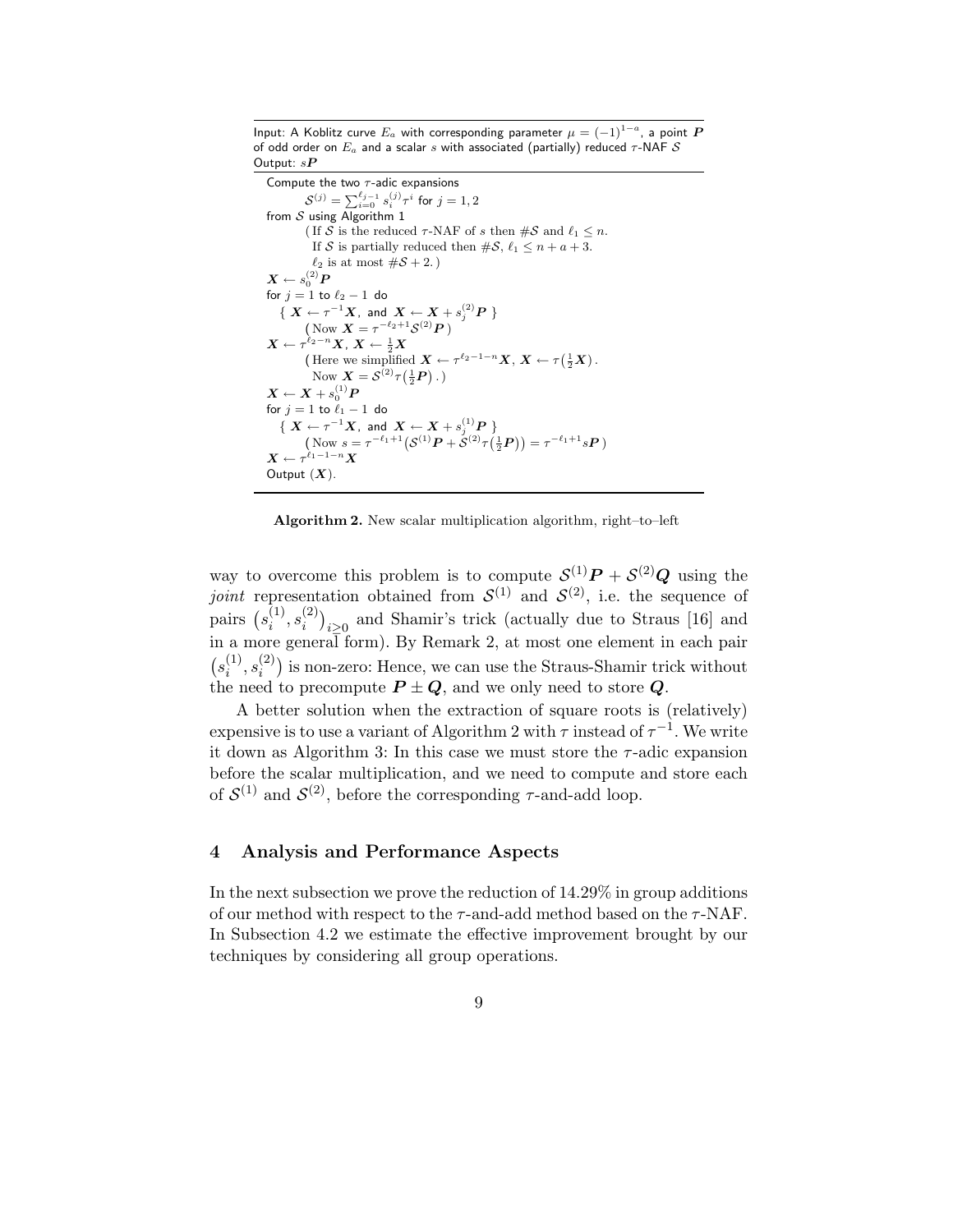Input: A Koblitz curve $E_a$ with corresponding parameter $\mu = (-1)^{1-a}$, a point $\boldsymbol{P}$ of odd order on $E_a$ and a scalar $s$ with associated (partially) reduced $\tau$-NAF $\mathcal{S}$
Output: $s\boldsymbol{P}$

```
Compute the two τ-adic expansions
        S^(j) = Σ_{i=0}^{ℓ_j−1} s_i^(j) τ^i  for j = 1, 2
from S using Algorithm 1
        (If S is the reduced τ-NAF of s then #S and ℓ_1 ≤ n.
         If S is partially reduced then #S, ℓ_1 ≤ n + a + 3.
         ℓ_2 is at most #S + 2.)
X ← s_0^(2) P
for j = 1 to ℓ_2 − 1 do
   { X ← τ^{−1} X, and X ← X + s_j^(2) P }
        (Now X = τ^{−ℓ_2+1} S^(2) P)
X ← τ^{ℓ_2−n} X, X ← (1/2) X
        (Here we simplified X ← τ^{ℓ_2−1−n} X, X ← τ((1/2) X).
         Now X = S^(2) τ((1/2) P).)
X ← X + s_0^(1) P
for j = 1 to ℓ_1 − 1 do
   { X ← τ^{−1} X, and X ← X + s_j^(1) P }
        (Now s = τ^{−ℓ_1+1}(S^(1) P + S^(2) τ((1/2) P)) = τ^{−ℓ_1+1} s P)
X ← τ^{ℓ_1−1−n} X
Output (X).
```

**Algorithm 2.** New scalar multiplication algorithm, right–to–left

way to overcome this problem is to compute $\mathcal{S}^{(1)}\boldsymbol{P} + \mathcal{S}^{(2)}\boldsymbol{Q}$ using the *joint* representation obtained from $\mathcal{S}^{(1)}$ and $\mathcal{S}^{(2)}$, i.e. the sequence of pairs $\left(s_i^{(1)}, s_i^{(2)}\right)_{i\geq 0}$ and Shamir's trick (actually due to Straus [16] and in a more general form). By Remark 2, at most one element in each pair $\left(s_i^{(1)}, s_i^{(2)}\right)$ is non-zero: Hence, we can use the Straus-Shamir trick without the need to precompute $\boldsymbol{P} \pm \boldsymbol{Q}$, and we only need to store $\boldsymbol{Q}$.

A better solution when the extraction of square roots is (relatively) expensive is to use a variant of Algorithm 2 with $\tau$ instead of $\tau^{-1}$. We write it down as Algorithm 3: In this case we must store the $\tau$-adic expansion before the scalar multiplication, and we need to compute and store each of $\mathcal{S}^{(1)}$ and $\mathcal{S}^{(2)}$, before the corresponding $\tau$-and-add loop.

## 4 Analysis and Performance Aspects

In the next subsection we prove the reduction of 14.29% in group additions of our method with respect to the $\tau$-and-add method based on the $\tau$-NAF. In Subsection 4.2 we estimate the effective improvement brought by our techniques by considering all group operations.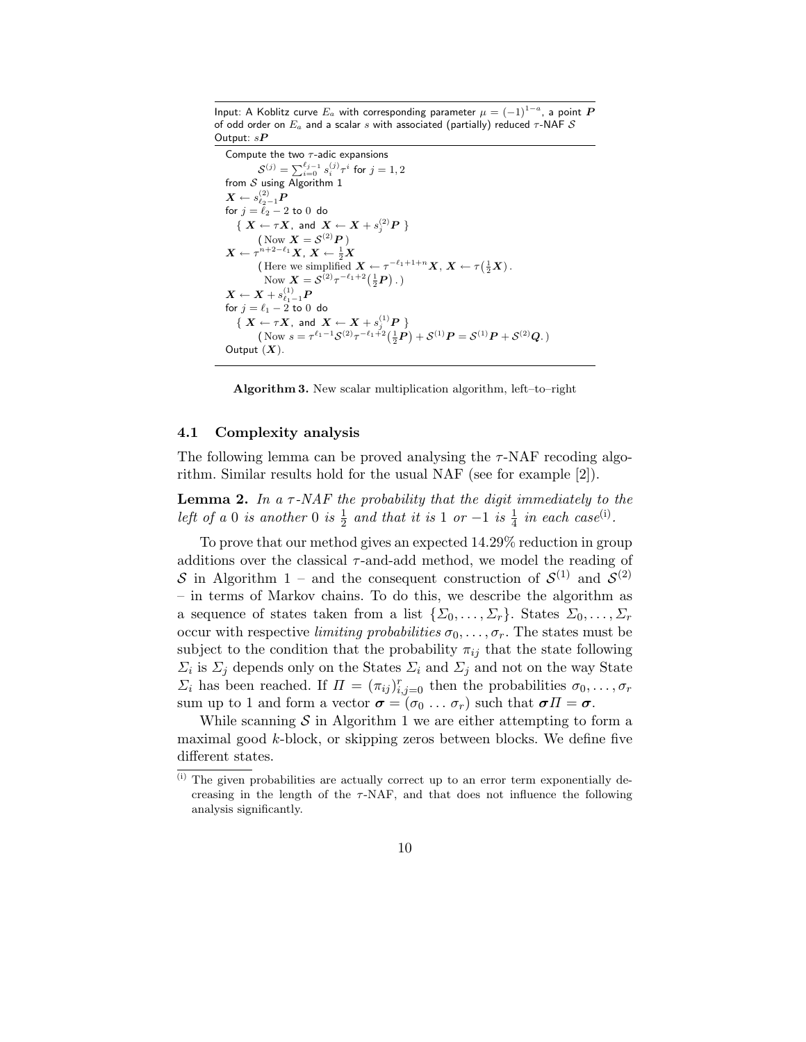Input: A Koblitz curve $E_a$ with corresponding parameter $\mu = (-1)^{1-a}$, a point $\boldsymbol{P}$ of odd order on $E_a$ and a scalar $s$ with associated (partially) reduced $\tau$-NAF $\mathcal{S}$
Output: $s\boldsymbol{P}$

Compute the two $\tau$-adic expansions
$\qquad \mathcal{S}^{(j)} = \sum_{i=0}^{\ell_j - 1} s_i^{(j)} \tau^i$ for $j = 1, 2$
from $\mathcal{S}$ using Algorithm 1
$\boldsymbol{X} \leftarrow s^{(2)}_{\ell_2 - 1}\boldsymbol{P}$
for $j = \ell_2 - 2$ to $0$ do
$\quad \{ \ \boldsymbol{X} \leftarrow \tau\boldsymbol{X}$, and $\boldsymbol{X} \leftarrow \boldsymbol{X} + s_j^{(2)}\boldsymbol{P}$ }
$\qquad$ ( Now $\boldsymbol{X} = \mathcal{S}^{(2)}\boldsymbol{P}$ )
$\boldsymbol{X} \leftarrow \tau^{n+2-\ell_1}\boldsymbol{X}$, $\boldsymbol{X} \leftarrow \frac{1}{2}\boldsymbol{X}$
$\qquad$ ( Here we simplified $\boldsymbol{X} \leftarrow \tau^{-\ell_1+1+n}\boldsymbol{X}$, $\boldsymbol{X} \leftarrow \tau\big(\frac{1}{2}\boldsymbol{X}\big)$.
$\qquad$ Now $\boldsymbol{X} = \mathcal{S}^{(2)}\tau^{-\ell_1+2}\big(\frac{1}{2}\boldsymbol{P}\big)$ . )
$\boldsymbol{X} \leftarrow \boldsymbol{X} + s^{(1)}_{\ell_1 - 1}\boldsymbol{P}$
for $j = \ell_1 - 2$ to $0$ do
$\quad \{ \ \boldsymbol{X} \leftarrow \tau\boldsymbol{X}$, and $\boldsymbol{X} \leftarrow \boldsymbol{X} + s_j^{(1)}\boldsymbol{P}$ }
$\qquad$ ( Now $s = \tau^{\ell_1 - 1}\mathcal{S}^{(2)}\tau^{-\ell_1+2}\big(\frac{1}{2}\boldsymbol{P}\big) + \mathcal{S}^{(1)}\boldsymbol{P} = \mathcal{S}^{(1)}\boldsymbol{P} + \mathcal{S}^{(2)}\boldsymbol{Q}$. )
Output ($\boldsymbol{X}$).

**Algorithm 3.** New scalar multiplication algorithm, left–to–right

### 4.1 Complexity analysis

The following lemma can be proved analysing the $\tau$-NAF recoding algorithm. Similar results hold for the usual NAF (see for example [2]).

**Lemma 2.** *In a $\tau$-NAF the probability that the digit immediately to the left of a $0$ is another $0$ is $\frac{1}{2}$ and that it is $1$ or $-1$ is $\frac{1}{4}$ in each case*[(i)].

To prove that our method gives an expected 14.29% reduction in group additions over the classical $\tau$-and-add method, we model the reading of $\mathcal{S}$ in Algorithm 1 – and the consequent construction of $\mathcal{S}^{(1)}$ and $\mathcal{S}^{(2)}$ – in terms of Markov chains. To do this, we describe the algorithm as a sequence of states taken from a list $\{\Sigma_0, \ldots, \Sigma_r\}$. States $\Sigma_0, \ldots, \Sigma_r$ occur with respective *limiting probabilities* $\sigma_0, \ldots, \sigma_r$. The states must be subject to the condition that the probability $\pi_{ij}$ that the state following $\Sigma_i$ is $\Sigma_j$ depends only on the States $\Sigma_i$ and $\Sigma_j$ and not on the way State $\Sigma_i$ has been reached. If $\Pi = (\pi_{ij})_{i,j=0}^r$ then the probabilities $\sigma_0, \ldots, \sigma_r$ sum up to 1 and form a vector $\boldsymbol{\sigma} = (\sigma_0 \ \ldots \ \sigma_r)$ such that $\boldsymbol{\sigma}\Pi = \boldsymbol{\sigma}$.

While scanning $\mathcal{S}$ in Algorithm 1 we are either attempting to form a maximal good $k$-block, or skipping zeros between blocks. We define five different states.

[(i)] The given probabilities are actually correct up to an error term exponentially decreasing in the length of the $\tau$-NAF, and that does not influence the following analysis significantly.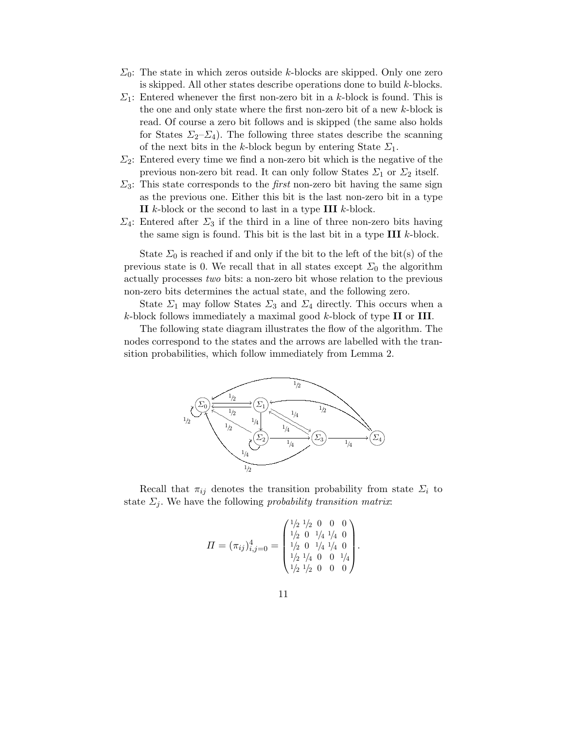$\Sigma_0$: The state in which zeros outside $k$-blocks are skipped. Only one zero is skipped. All other states describe operations done to build $k$-blocks.

$\Sigma_1$: Entered whenever the first non-zero bit in a $k$-block is found. This is the one and only state where the first non-zero bit of a new $k$-block is read. Of course a zero bit follows and is skipped (the same also holds for States $\Sigma_2$–$\Sigma_4$). The following three states describe the scanning of the next bits in the $k$-block begun by entering State $\Sigma_1$.

$\Sigma_2$: Entered every time we find a non-zero bit which is the negative of the previous non-zero bit read. It can only follow States $\Sigma_1$ or $\Sigma_2$ itself.

$\Sigma_3$: This state corresponds to the *first* non-zero bit having the same sign as the previous one. Either this bit is the last non-zero bit in a type **II** $k$-block or the second to last in a type **III** $k$-block.

$\Sigma_4$: Entered after $\Sigma_3$ if the third in a line of three non-zero bits having the same sign is found. This bit is the last bit in a type **III** $k$-block.

State $\Sigma_0$ is reached if and only if the bit to the left of the bit(s) of the previous state is 0. We recall that in all states except $\Sigma_0$ the algorithm actually processes *two* bits: a non-zero bit whose relation to the previous non-zero bits determines the actual state, and the following zero.

State $\Sigma_1$ may follow States $\Sigma_3$ and $\Sigma_4$ directly. This occurs when a $k$-block follows immediately a maximal good $k$-block of type **II** or **III**.

The following state diagram illustrates the flow of the algorithm. The nodes correspond to the states and the arrows are labelled with the transition probabilities, which follow immediately from Lemma 2.

$\Sigma_0$ $\Sigma_1$ $\Sigma_2$ $\Sigma_3$ $\Sigma_4$

1/2 1/2 1/2 1/2 1/2 1/2 1/2 1/2 1/4 1/4 1/4 1/4 1/4 1/4

Recall that $\pi_{ij}$ denotes the transition probability from state $\Sigma_i$ to state $\Sigma_j$. We have the following *probability transition matrix*:

$$\Pi = (\pi_{ij})_{i,j=0}^{4} = \begin{pmatrix} 1/2 & 1/2 & 0 & 0 & 0 \\ 1/2 & 0 & 1/4 & 1/4 & 0 \\ 1/2 & 0 & 1/4 & 1/4 & 0 \\ 1/2 & 1/4 & 0 & 0 & 1/4 \\ 1/2 & 1/2 & 0 & 0 & 0 \end{pmatrix}.$$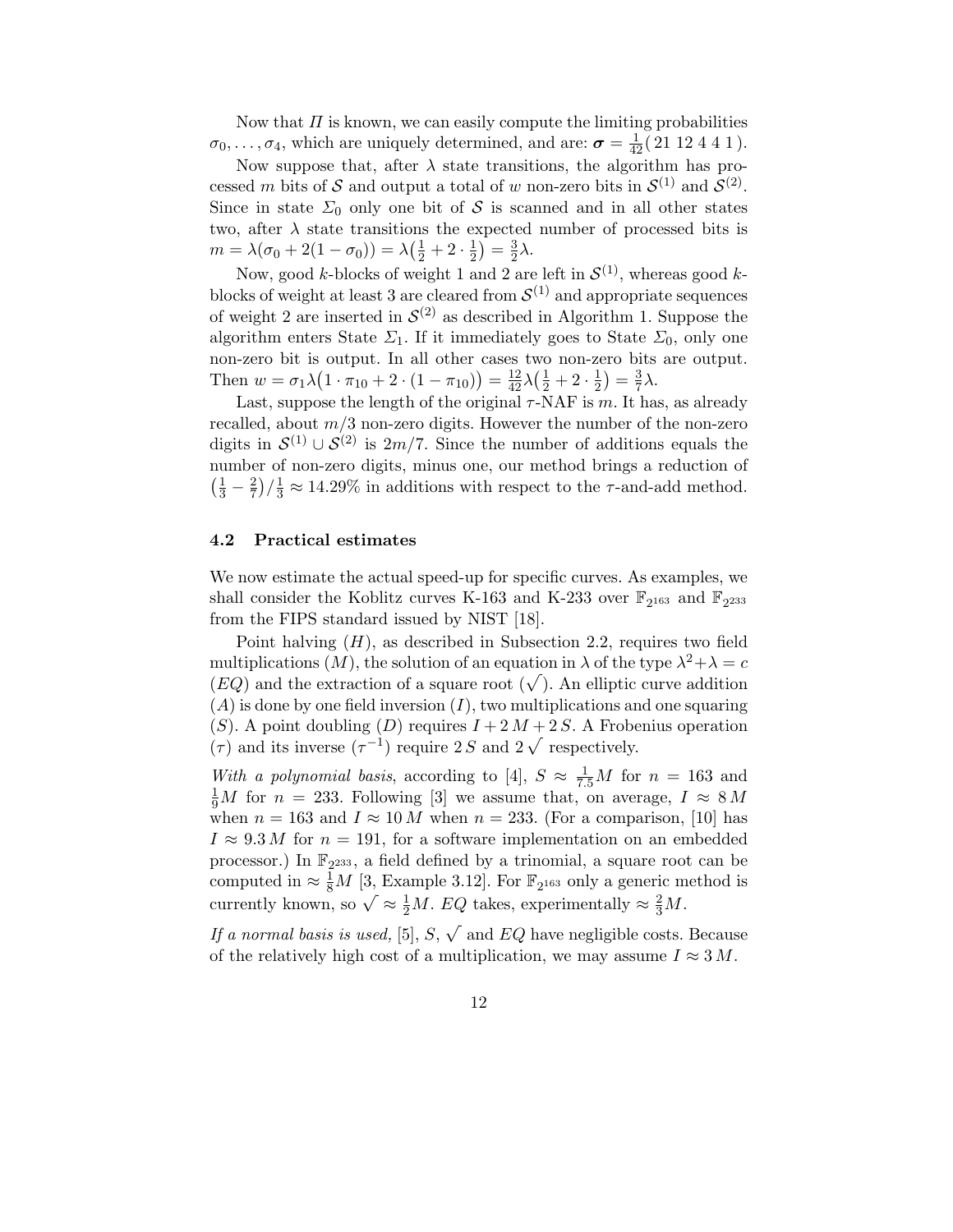Now that $\Pi$ is known, we can easily compute the limiting probabilities $\sigma_0, \ldots, \sigma_4$, which are uniquely determined, and are: $\boldsymbol{\sigma} = \frac{1}{42}(\,21\ 12\ 4\ 4\ 1\,)$.

Now suppose that, after $\lambda$ state transitions, the algorithm has processed $m$ bits of $\mathcal{S}$ and output a total of $w$ non-zero bits in $\mathcal{S}^{(1)}$ and $\mathcal{S}^{(2)}$. Since in state $\Sigma_0$ only one bit of $\mathcal{S}$ is scanned and in all other states two, after $\lambda$ state transitions the expected number of processed bits is $m = \lambda(\sigma_0 + 2(1-\sigma_0)) = \lambda\big(\frac{1}{2} + 2 \cdot \frac{1}{2}\big) = \frac{3}{2}\lambda$.

Now, good $k$-blocks of weight 1 and 2 are left in $\mathcal{S}^{(1)}$, whereas good $k$-blocks of weight at least 3 are cleared from $\mathcal{S}^{(1)}$ and appropriate sequences of weight 2 are inserted in $\mathcal{S}^{(2)}$ as described in Algorithm 1. Suppose the algorithm enters State $\Sigma_1$. If it immediately goes to State $\Sigma_0$, only one non-zero bit is output. In all other cases two non-zero bits are output. Then $w = \sigma_1\lambda\big(1 \cdot \pi_{10} + 2 \cdot (1 - \pi_{10})\big) = \frac{12}{42}\lambda\big(\frac{1}{2} + 2 \cdot \frac{1}{2}\big) = \frac{3}{7}\lambda$.

Last, suppose the length of the original $\tau$-NAF is $m$. It has, as already recalled, about $m/3$ non-zero digits. However the number of the non-zero digits in $\mathcal{S}^{(1)} \cup \mathcal{S}^{(2)}$ is $2m/7$. Since the number of additions equals the number of non-zero digits, minus one, our method brings a reduction of $\big(\frac{1}{3} - \frac{2}{7}\big)/\frac{1}{3} \approx 14.29\%$ in additions with respect to the $\tau$-and-add method.

### 4.2 Practical estimates

We now estimate the actual speed-up for specific curves. As examples, we shall consider the Koblitz curves K-163 and K-233 over $\mathbb{F}_{2^{163}}$ and $\mathbb{F}_{2^{233}}$ from the FIPS standard issued by NIST [18].

Point halving ($H$), as described in Subsection 2.2, requires two field multiplications ($M$), the solution of an equation in $\lambda$ of the type $\lambda^2 + \lambda = c$ ($EQ$) and the extraction of a square root ($\sqrt{\ }$). An elliptic curve addition ($A$) is done by one field inversion ($I$), two multiplications and one squaring ($S$). A point doubling ($D$) requires $I + 2\,M + 2\,S$. A Frobenius operation ($\tau$) and its inverse ($\tau^{-1}$) require $2\,S$ and $2\sqrt{\ }$ respectively.

*With a polynomial basis*, according to [4], $S \approx \frac{1}{7.5}M$ for $n = 163$ and $\frac{1}{9}M$ for $n = 233$. Following [3] we assume that, on average, $I \approx 8\,M$ when $n = 163$ and $I \approx 10\,M$ when $n = 233$. (For a comparison, [10] has $I \approx 9.3\,M$ for $n = 191$, for a software implementation on an embedded processor.) In $\mathbb{F}_{2^{233}}$, a field defined by a trinomial, a square root can be computed in $\approx \frac{1}{8}M$ [3, Example 3.12]. For $\mathbb{F}_{2^{163}}$ only a generic method is currently known, so $\sqrt{\ } \approx \frac{1}{2}M$. $EQ$ takes, experimentally $\approx \frac{2}{3}M$.

*If a normal basis is used,* [5], $S$, $\sqrt{\ }$ and $EQ$ have negligible costs. Because of the relatively high cost of a multiplication, we may assume $I \approx 3\,M$.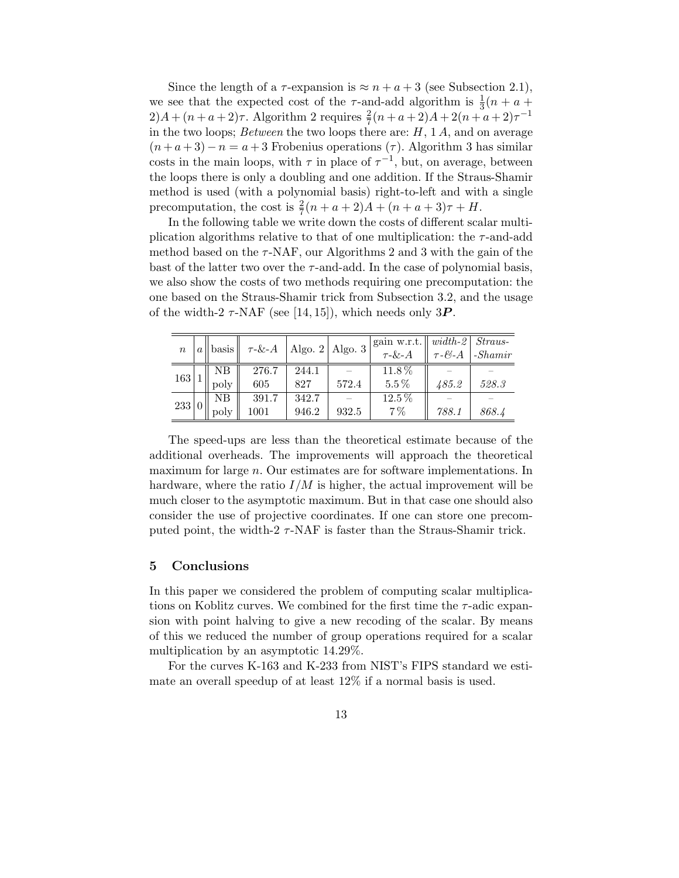Since the length of a $\tau$-expansion is $\approx n + a + 3$ (see Subsection 2.1), we see that the expected cost of the $\tau$-and-add algorithm is $\frac{1}{3}(n + a + 2)A + (n + a + 2)\tau$. Algorithm 2 requires $\frac{2}{7}(n + a + 2)A + 2(n + a + 2)\tau^{-1}$ in the two loops; *Between* the two loops there are: $H$, 1 $A$, and on average $(n + a + 3) - n = a + 3$ Frobenius operations ($\tau$). Algorithm 3 has similar costs in the main loops, with $\tau$ in place of $\tau^{-1}$, but, on average, between the loops there is only a doubling and one addition. If the Straus-Shamir method is used (with a polynomial basis) right-to-left and with a single precomputation, the cost is $\frac{2}{7}(n + a + 2)A + (n + a + 3)\tau + H$.

In the following table we write down the costs of different scalar multiplication algorithms relative to that of one multiplication: the $\tau$-and-add method based on the $\tau$-NAF, our Algorithms 2 and 3 with the gain of the bast of the latter two over the $\tau$-and-add. In the case of polynomial basis, we also show the costs of two methods requiring one precomputation: the one based on the Straus-Shamir trick from Subsection 3.2, and the usage of the width-2 $\tau$-NAF (see [14, 15]), which needs only $3\boldsymbol{P}$.

| $n$ | $a$ | basis | $\tau$-&-$A$ | Algo. 2 | Algo. 3 | gain w.r.t. $\tau$-&-$A$ | *width-2 $\tau$-&-$A$* | *Straus--Shamir* |
|---|---|---|---|---|---|---|---|---|
| 163 | 1 | NB | 276.7 | 244.1 | – | 11.8 % | – | – |
| | | poly | 605 | 827 | 572.4 | 5.5 % | *485.2* | *528.3* |
| 233 | 0 | NB | 391.7 | 342.7 | – | 12.5 % | – | – |
| | | poly | 1001 | 946.2 | 932.5 | 7 % | *788.1* | *868.4* |

The speed-ups are less than the theoretical estimate because of the additional overheads. The improvements will approach the theoretical maximum for large $n$. Our estimates are for software implementations. In hardware, where the ratio $I/M$ is higher, the actual improvement will be much closer to the asymptotic maximum. But in that case one should also consider the use of projective coordinates. If one can store one precomputed point, the width-2 $\tau$-NAF is faster than the Straus-Shamir trick.

## 5 Conclusions

In this paper we considered the problem of computing scalar multiplications on Koblitz curves. We combined for the first time the $\tau$-adic expansion with point halving to give a new recoding of the scalar. By means of this we reduced the number of group operations required for a scalar multiplication by an asymptotic 14.29%.

For the curves K-163 and K-233 from NIST's FIPS standard we estimate an overall speedup of at least 12% if a normal basis is used.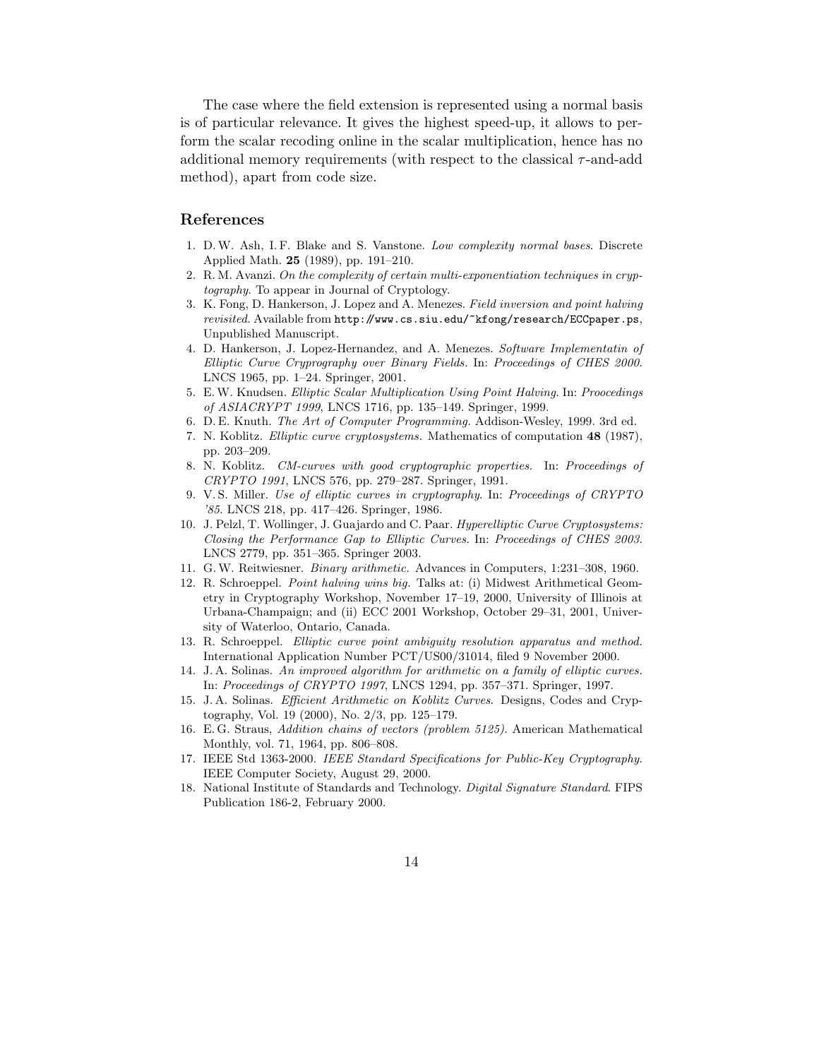The case where the field extension is represented using a normal basis is of particular relevance. It gives the highest speed-up, it allows to perform the scalar recoding online in the scalar multiplication, hence has no additional memory requirements (with respect to the classical $\tau$-and-add method), apart from code size.

## References

1. D. W. Ash, I. F. Blake and S. Vanstone. *Low complexity normal bases*. Discrete Applied Math. **25** (1989), pp. 191–210.
2. R. M. Avanzi. *On the complexity of certain multi-exponentiation techniques in cryptography*. To appear in Journal of Cryptology.
3. K. Fong, D. Hankerson, J. Lopez and A. Menezes. *Field inversion and point halving revisited*. Available from `http://www.cs.siu.edu/~kfong/research/ECCpaper.ps`, Unpublished Manuscript.
4. D. Hankerson, J. Lopez-Hernandez, and A. Menezes. *Software Implementatin of Elliptic Curve Cryprography over Binary Fields.* In: *Proceedings of CHES 2000*. LNCS 1965, pp. 1–24. Springer, 2001.
5. E. W. Knudsen. *Elliptic Scalar Multiplication Using Point Halving*. In: *Proocedings of ASIACRYPT 1999*, LNCS 1716, pp. 135–149. Springer, 1999.
6. D. E. Knuth. *The Art of Computer Programming.* Addison-Wesley, 1999. 3rd ed.
7. N. Koblitz. *Elliptic curve cryptosystems.* Mathematics of computation **48** (1987), pp. 203–209.
8. N. Koblitz. *CM-curves with good cryptographic properties.* In: *Proceedings of CRYPTO 1991*, LNCS 576, pp. 279–287. Springer, 1991.
9. V. S. Miller. *Use of elliptic curves in cryptography*. In: *Proceedings of CRYPTO '85.* LNCS 218, pp. 417–426. Springer, 1986.
10. J. Pelzl, T. Wollinger, J. Guajardo and C. Paar. *Hyperelliptic Curve Cryptosystems: Closing the Performance Gap to Elliptic Curves*. In: *Proceedings of CHES 2003*. LNCS 2779, pp. 351–365. Springer 2003.
11. G. W. Reitwiesner. *Binary arithmetic.* Advances in Computers, 1:231–308, 1960.
12. R. Schroeppel. *Point halving wins big*. Talks at: (i) Midwest Arithmetical Geometry in Cryptography Workshop, November 17–19, 2000, University of Illinois at Urbana-Champaign; and (ii) ECC 2001 Workshop, October 29–31, 2001, University of Waterloo, Ontario, Canada.
13. R. Schroeppel. *Elliptic curve point ambiguity resolution apparatus and method.* International Application Number PCT/US00/31014, filed 9 November 2000.
14. J. A. Solinas. *An improved algorithm for arithmetic on a family of elliptic curves.* In: *Proceedings of CRYPTO 1997*, LNCS 1294, pp. 357–371. Springer, 1997.
15. J. A. Solinas. *Efficient Arithmetic on Koblitz Curves.* Designs, Codes and Cryptography, Vol. 19 (2000), No. 2/3, pp. 125–179.
16. E. G. Straus, *Addition chains of vectors (problem 5125)*. American Mathematical Monthly, vol. 71, 1964, pp. 806–808.
17. IEEE Std 1363-2000. *IEEE Standard Specifications for Public-Key Cryptography*. IEEE Computer Society, August 29, 2000.
18. National Institute of Standards and Technology. *Digital Signature Standard*. FIPS Publication 186-2, February 2000.